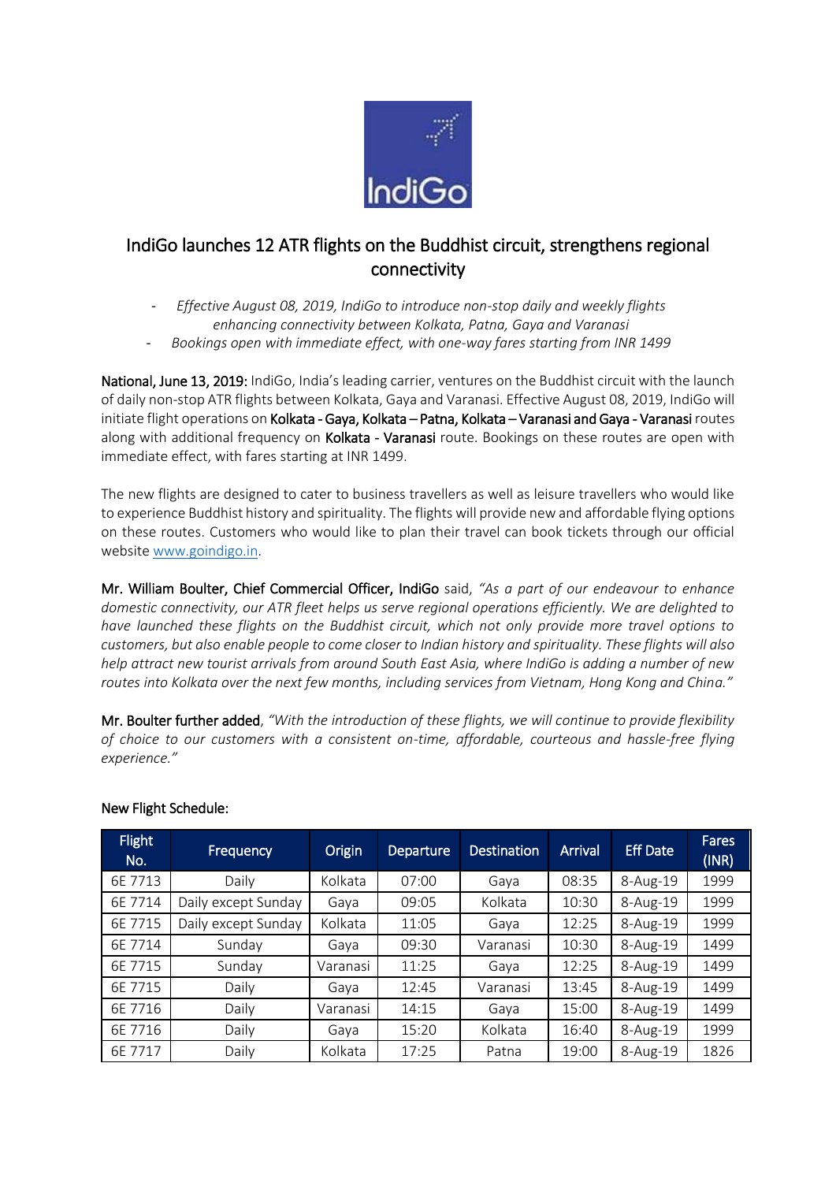# IndiGo launches 12 ATR flights on the Buddhist circuit, strengthens regional connectivity

- *Effective August 08, 2019, IndiGo to introduce non-stop daily and weekly flights enhancing connectivity between Kolkata, Patna, Gaya and Varanasi*
- *Bookings open with immediate effect, with one-way fares starting from INR 1499*

**National, June 13, 2019:** IndiGo, India's leading carrier, ventures on the Buddhist circuit with the launch of daily non-stop ATR flights between Kolkata, Gaya and Varanasi. Effective August 08, 2019, IndiGo will initiate flight operations on **Kolkata - Gaya, Kolkata – Patna, Kolkata – Varanasi and Gaya - Varanasi** routes along with additional frequency on **Kolkata - Varanasi** route. Bookings on these routes are open with immediate effect, with fares starting at INR 1499.

The new flights are designed to cater to business travellers as well as leisure travellers who would like to experience Buddhist history and spirituality. The flights will provide new and affordable flying options on these routes. Customers who would like to plan their travel can book tickets through our official website www.goindigo.in.

**Mr. William Boulter, Chief Commercial Officer, IndiGo** said, *"As a part of our endeavour to enhance domestic connectivity, our ATR fleet helps us serve regional operations efficiently. We are delighted to have launched these flights on the Buddhist circuit, which not only provide more travel options to customers, but also enable people to come closer to Indian history and spirituality. These flights will also help attract new tourist arrivals from around South East Asia, where IndiGo is adding a number of new routes into Kolkata over the next few months, including services from Vietnam, Hong Kong and China."*

**Mr. Boulter further added**, *"With the introduction of these flights, we will continue to provide flexibility of choice to our customers with a consistent on-time, affordable, courteous and hassle-free flying experience."*

New Flight Schedule:

| Flight No. | Frequency | Origin | Departure | Destination | Arrival | Eff Date | Fares (INR) |
|---|---|---|---|---|---|---|---|
| 6E 7713 | Daily | Kolkata | 07:00 | Gaya | 08:35 | 8-Aug-19 | 1999 |
| 6E 7714 | Daily except Sunday | Gaya | 09:05 | Kolkata | 10:30 | 8-Aug-19 | 1999 |
| 6E 7715 | Daily except Sunday | Kolkata | 11:05 | Gaya | 12:25 | 8-Aug-19 | 1999 |
| 6E 7714 | Sunday | Gaya | 09:30 | Varanasi | 10:30 | 8-Aug-19 | 1499 |
| 6E 7715 | Sunday | Varanasi | 11:25 | Gaya | 12:25 | 8-Aug-19 | 1499 |
| 6E 7715 | Daily | Gaya | 12:45 | Varanasi | 13:45 | 8-Aug-19 | 1499 |
| 6E 7716 | Daily | Varanasi | 14:15 | Gaya | 15:00 | 8-Aug-19 | 1499 |
| 6E 7716 | Daily | Gaya | 15:20 | Kolkata | 16:40 | 8-Aug-19 | 1999 |
| 6E 7717 | Daily | Kolkata | 17:25 | Patna | 19:00 | 8-Aug-19 | 1826 |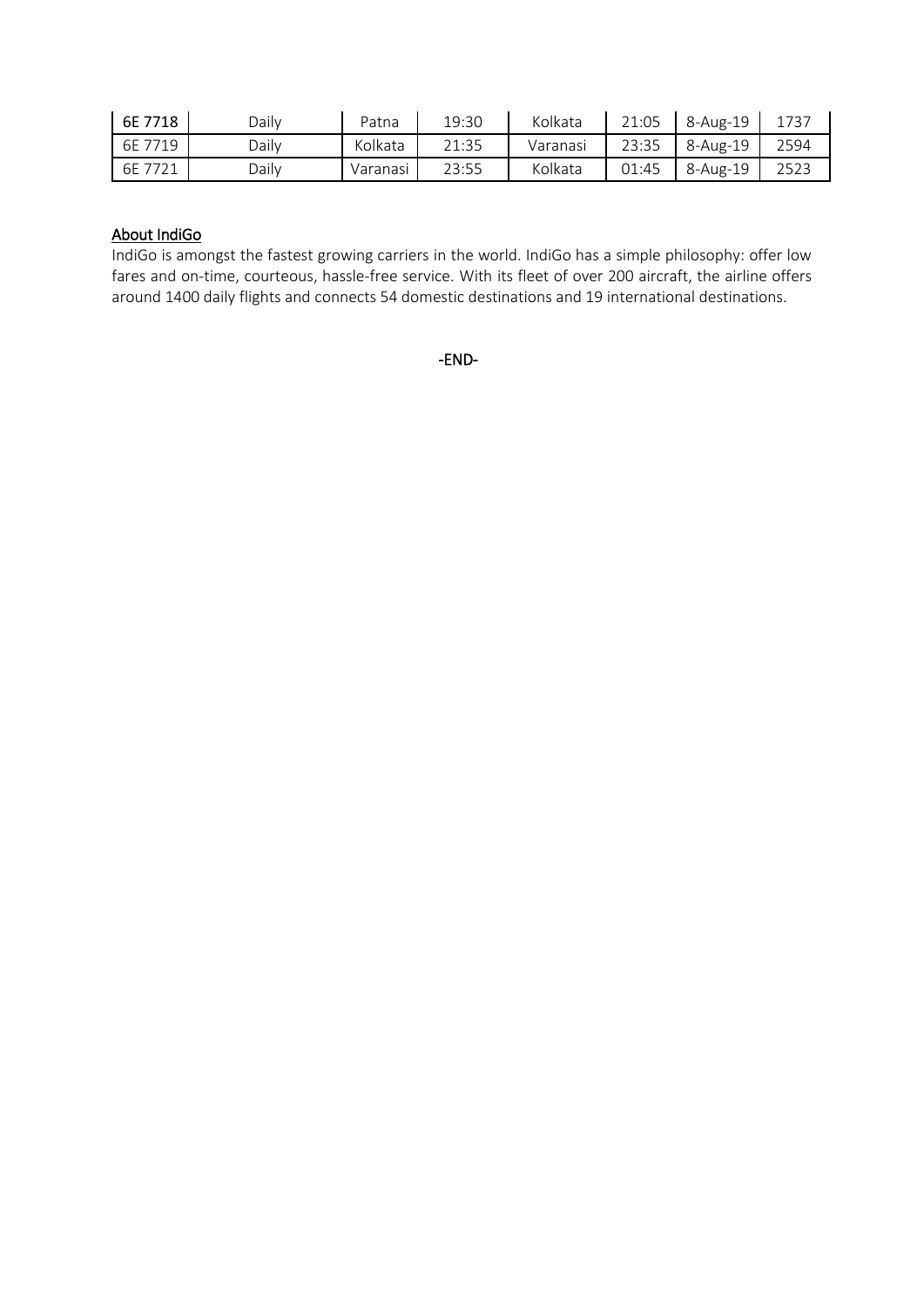| | | | | | | | |
|---|---|---|---|---|---|---|---|
| **6E 7718** | Daily | Patna | 19:30 | Kolkata | 21:05 | 8-Aug-19 | 1737 |
| 6E 7719 | Daily | Kolkata | 21:35 | Varanasi | 23:35 | 8-Aug-19 | 2594 |
| 6E 7721 | Daily | Varanasi | 23:55 | Kolkata | 01:45 | 8-Aug-19 | 2523 |

**About IndiGo**

IndiGo is amongst the fastest growing carriers in the world. IndiGo has a simple philosophy: offer low fares and on-time, courteous, hassle-free service. With its fleet of over 200 aircraft, the airline offers around 1400 daily flights and connects 54 domestic destinations and 19 international destinations.

-END-